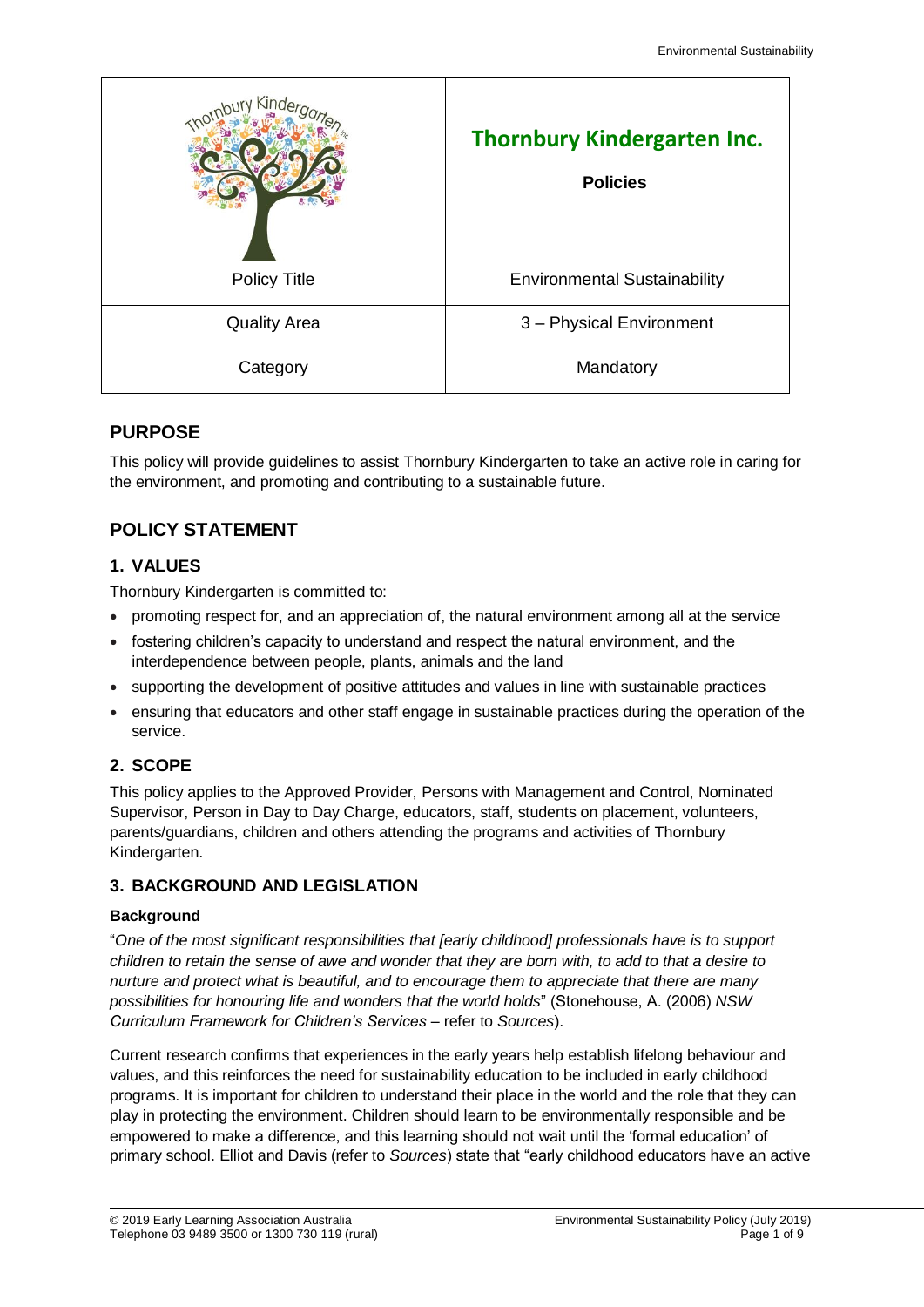| | Thornbury Kindergarten Inc.<br><br>**Policies** |
|---|---|
| Policy Title | Environmental Sustainability |
| Quality Area | 3 – Physical Environment |
| Category | Mandatory |

## PURPOSE

This policy will provide guidelines to assist Thornbury Kindergarten to take an active role in caring for the environment, and promoting and contributing to a sustainable future.

## POLICY STATEMENT

### 1. VALUES

Thornbury Kindergarten is committed to:

- promoting respect for, and an appreciation of, the natural environment among all at the service
- fostering children's capacity to understand and respect the natural environment, and the interdependence between people, plants, animals and the land
- supporting the development of positive attitudes and values in line with sustainable practices
- ensuring that educators and other staff engage in sustainable practices during the operation of the service.

### 2. SCOPE

This policy applies to the Approved Provider, Persons with Management and Control, Nominated Supervisor, Person in Day to Day Charge, educators, staff, students on placement, volunteers, parents/guardians, children and others attending the programs and activities of Thornbury Kindergarten.

### 3. BACKGROUND AND LEGISLATION

#### Background

"*One of the most significant responsibilities that [early childhood] professionals have is to support children to retain the sense of awe and wonder that they are born with, to add to that a desire to nurture and protect what is beautiful, and to encourage them to appreciate that there are many possibilities for honouring life and wonders that the world holds*" (Stonehouse, A. (2006) *NSW Curriculum Framework for Children's Services* – refer to *Sources*).

Current research confirms that experiences in the early years help establish lifelong behaviour and values, and this reinforces the need for sustainability education to be included in early childhood programs. It is important for children to understand their place in the world and the role that they can play in protecting the environment. Children should learn to be environmentally responsible and be empowered to make a difference, and this learning should not wait until the 'formal education' of primary school. Elliot and Davis (refer to *Sources*) state that "early childhood educators have an active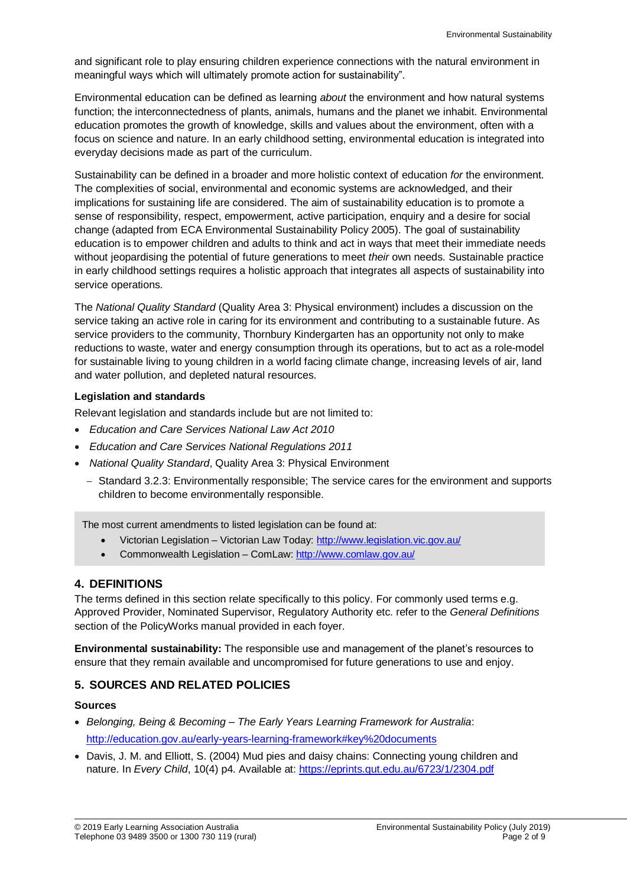and significant role to play ensuring children experience connections with the natural environment in meaningful ways which will ultimately promote action for sustainability".

Environmental education can be defined as learning *about* the environment and how natural systems function; the interconnectedness of plants, animals, humans and the planet we inhabit. Environmental education promotes the growth of knowledge, skills and values about the environment, often with a focus on science and nature. In an early childhood setting, environmental education is integrated into everyday decisions made as part of the curriculum.

Sustainability can be defined in a broader and more holistic context of education *for* the environment. The complexities of social, environmental and economic systems are acknowledged, and their implications for sustaining life are considered. The aim of sustainability education is to promote a sense of responsibility, respect, empowerment, active participation, enquiry and a desire for social change (adapted from ECA Environmental Sustainability Policy 2005). The goal of sustainability education is to empower children and adults to think and act in ways that meet their immediate needs without jeopardising the potential of future generations to meet *their* own needs. Sustainable practice in early childhood settings requires a holistic approach that integrates all aspects of sustainability into service operations.

The *National Quality Standard* (Quality Area 3: Physical environment) includes a discussion on the service taking an active role in caring for its environment and contributing to a sustainable future. As service providers to the community, Thornbury Kindergarten has an opportunity not only to make reductions to waste, water and energy consumption through its operations, but to act as a role-model for sustainable living to young children in a world facing climate change, increasing levels of air, land and water pollution, and depleted natural resources.

**Legislation and standards**

Relevant legislation and standards include but are not limited to:

- *Education and Care Services National Law Act 2010*
- *Education and Care Services National Regulations 2011*
- *National Quality Standard*, Quality Area 3: Physical Environment
  - Standard 3.2.3: Environmentally responsible; The service cares for the environment and supports children to become environmentally responsible.

The most current amendments to listed legislation can be found at:

- Victorian Legislation – Victorian Law Today: http://www.legislation.vic.gov.au/
- Commonwealth Legislation – ComLaw: http://www.comlaw.gov.au/

## 4. DEFINITIONS

The terms defined in this section relate specifically to this policy. For commonly used terms e.g. Approved Provider, Nominated Supervisor, Regulatory Authority etc. refer to the *General Definitions* section of the PolicyWorks manual provided in each foyer.

**Environmental sustainability:** The responsible use and management of the planet's resources to ensure that they remain available and uncompromised for future generations to use and enjoy.

## 5. SOURCES AND RELATED POLICIES

**Sources**

- *Belonging, Being & Becoming – The Early Years Learning Framework for Australia*: http://education.gov.au/early-years-learning-framework#key%20documents
- Davis, J. M. and Elliott, S. (2004) Mud pies and daisy chains: Connecting young children and nature. In *Every Child*, 10(4) p4. Available at: https://eprints.qut.edu.au/6723/1/2304.pdf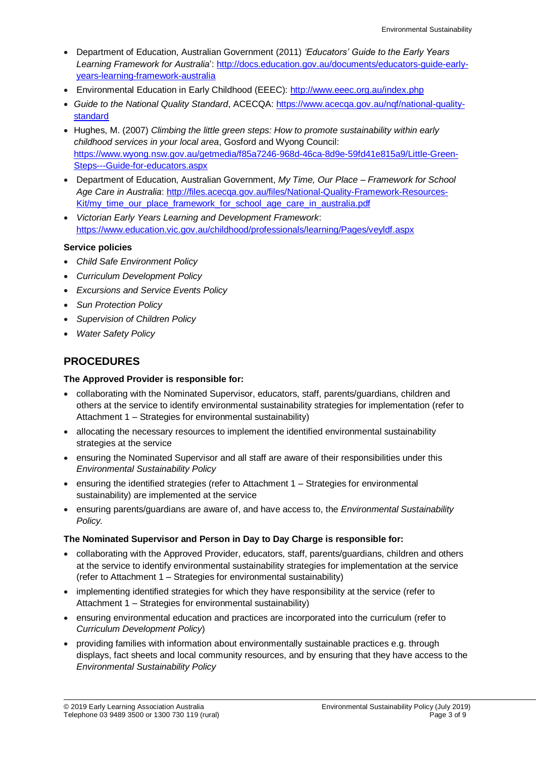- Department of Education, Australian Government (2011) *'Educators' Guide to the Early Years Learning Framework for Australia*': http://docs.education.gov.au/documents/educators-guide-early-years-learning-framework-australia
- Environmental Education in Early Childhood (EEEC): http://www.eeec.org.au/index.php
- *Guide to the National Quality Standard*, ACECQA: https://www.acecqa.gov.au/nqf/national-quality-standard
- Hughes, M. (2007) *Climbing the little green steps: How to promote sustainability within early childhood services in your local area*, Gosford and Wyong Council: https://www.wyong.nsw.gov.au/getmedia/f85a7246-968d-46ca-8d9e-59fd41e815a9/Little-Green-Steps---Guide-for-educators.aspx
- Department of Education, Australian Government, *My Time, Our Place – Framework for School Age Care in Australia*: http://files.acecqa.gov.au/files/National-Quality-Framework-Resources-Kit/my_time_our_place_framework_for_school_age_care_in_australia.pdf
- *Victorian Early Years Learning and Development Framework*: https://www.education.vic.gov.au/childhood/professionals/learning/Pages/veyldf.aspx

**Service policies**

- *Child Safe Environment Policy*
- *Curriculum Development Policy*
- *Excursions and Service Events Policy*
- *Sun Protection Policy*
- *Supervision of Children Policy*
- *Water Safety Policy*

## PROCEDURES

**The Approved Provider is responsible for:**

- collaborating with the Nominated Supervisor, educators, staff, parents/guardians, children and others at the service to identify environmental sustainability strategies for implementation (refer to Attachment 1 – Strategies for environmental sustainability)
- allocating the necessary resources to implement the identified environmental sustainability strategies at the service
- ensuring the Nominated Supervisor and all staff are aware of their responsibilities under this *Environmental Sustainability Policy*
- ensuring the identified strategies (refer to Attachment 1 – Strategies for environmental sustainability) are implemented at the service
- ensuring parents/guardians are aware of, and have access to, the *Environmental Sustainability Policy.*

**The Nominated Supervisor and Person in Day to Day Charge is responsible for:**

- collaborating with the Approved Provider, educators, staff, parents/guardians, children and others at the service to identify environmental sustainability strategies for implementation at the service (refer to Attachment 1 – Strategies for environmental sustainability)
- implementing identified strategies for which they have responsibility at the service (refer to Attachment 1 – Strategies for environmental sustainability)
- ensuring environmental education and practices are incorporated into the curriculum (refer to *Curriculum Development Policy*)
- providing families with information about environmentally sustainable practices e.g. through displays, fact sheets and local community resources, and by ensuring that they have access to the *Environmental Sustainability Policy*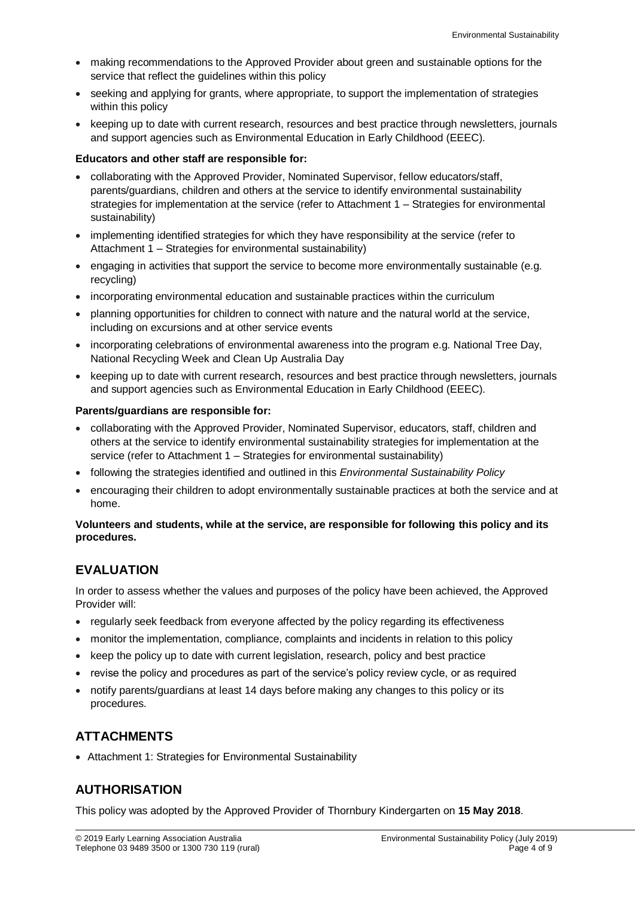- making recommendations to the Approved Provider about green and sustainable options for the service that reflect the guidelines within this policy
- seeking and applying for grants, where appropriate, to support the implementation of strategies within this policy
- keeping up to date with current research, resources and best practice through newsletters, journals and support agencies such as Environmental Education in Early Childhood (EEEC).

**Educators and other staff are responsible for:**

- collaborating with the Approved Provider, Nominated Supervisor, fellow educators/staff, parents/guardians, children and others at the service to identify environmental sustainability strategies for implementation at the service (refer to Attachment 1 – Strategies for environmental sustainability)
- implementing identified strategies for which they have responsibility at the service (refer to Attachment 1 – Strategies for environmental sustainability)
- engaging in activities that support the service to become more environmentally sustainable (e.g. recycling)
- incorporating environmental education and sustainable practices within the curriculum
- planning opportunities for children to connect with nature and the natural world at the service, including on excursions and at other service events
- incorporating celebrations of environmental awareness into the program e.g. National Tree Day, National Recycling Week and Clean Up Australia Day
- keeping up to date with current research, resources and best practice through newsletters, journals and support agencies such as Environmental Education in Early Childhood (EEEC).

**Parents/guardians are responsible for:**

- collaborating with the Approved Provider, Nominated Supervisor, educators, staff, children and others at the service to identify environmental sustainability strategies for implementation at the service (refer to Attachment 1 – Strategies for environmental sustainability)
- following the strategies identified and outlined in this *Environmental Sustainability Policy*
- encouraging their children to adopt environmentally sustainable practices at both the service and at home.

**Volunteers and students, while at the service, are responsible for following this policy and its procedures.**

## EVALUATION

In order to assess whether the values and purposes of the policy have been achieved, the Approved Provider will:

- regularly seek feedback from everyone affected by the policy regarding its effectiveness
- monitor the implementation, compliance, complaints and incidents in relation to this policy
- keep the policy up to date with current legislation, research, policy and best practice
- revise the policy and procedures as part of the service's policy review cycle, or as required
- notify parents/guardians at least 14 days before making any changes to this policy or its procedures.

## ATTACHMENTS

- Attachment 1: Strategies for Environmental Sustainability

## AUTHORISATION

This policy was adopted by the Approved Provider of Thornbury Kindergarten on **15 May 2018**.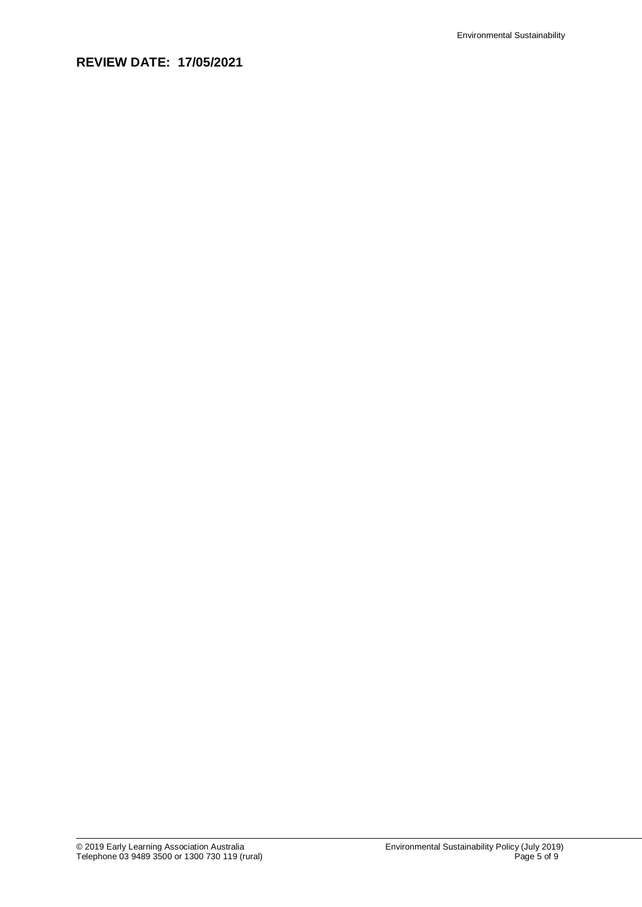## REVIEW DATE: 17/05/2021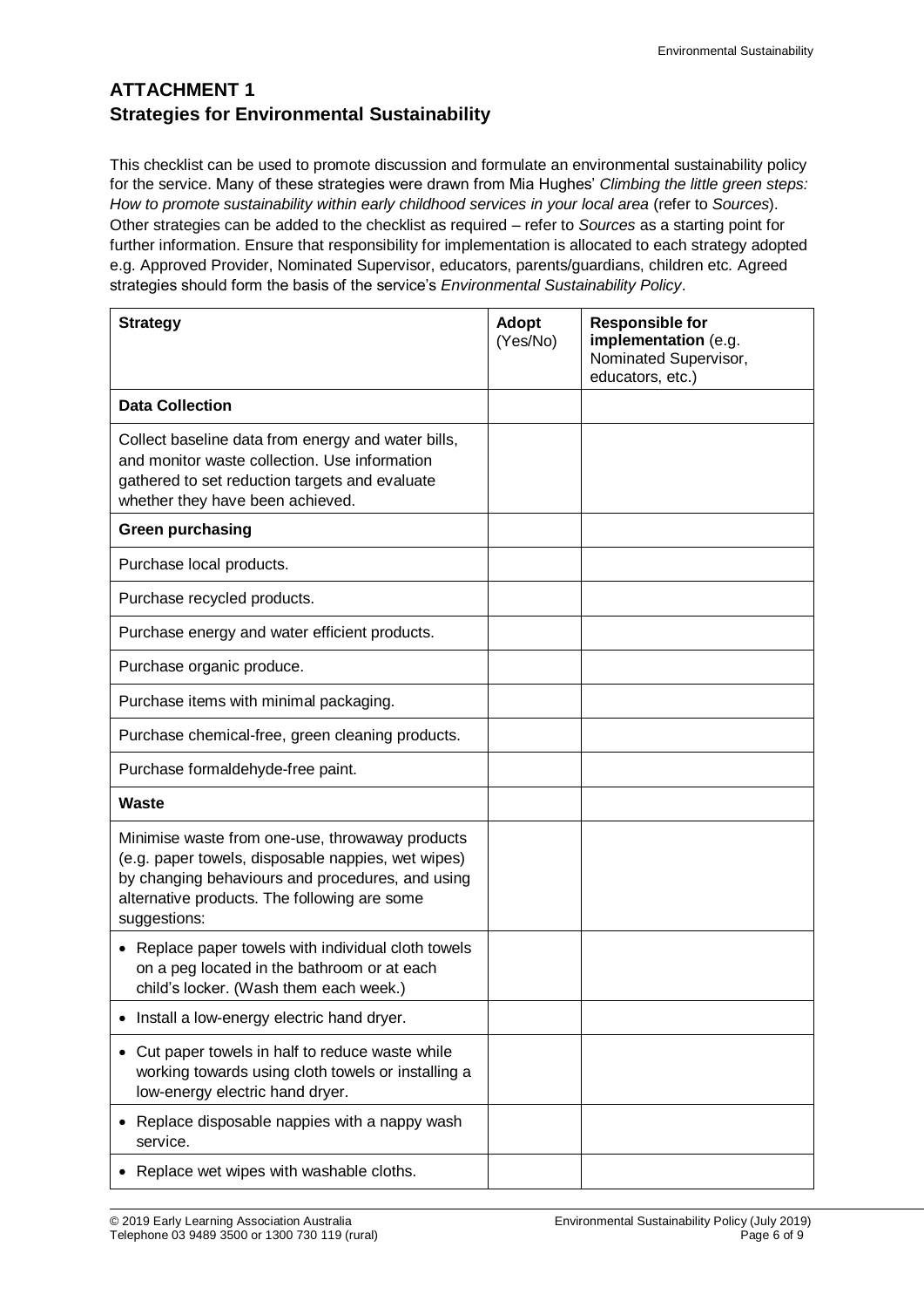## ATTACHMENT 1
## Strategies for Environmental Sustainability

This checklist can be used to promote discussion and formulate an environmental sustainability policy for the service. Many of these strategies were drawn from Mia Hughes' *Climbing the little green steps: How to promote sustainability within early childhood services in your local area* (refer to *Sources*). Other strategies can be added to the checklist as required – refer to *Sources* as a starting point for further information. Ensure that responsibility for implementation is allocated to each strategy adopted e.g. Approved Provider, Nominated Supervisor, educators, parents/guardians, children etc. Agreed strategies should form the basis of the service's *Environmental Sustainability Policy*.

| **Strategy** | **Adopt** (Yes/No) | **Responsible for implementation** (e.g. Nominated Supervisor, educators, etc.) |
|---|---|---|
| **Data Collection** | | |
| Collect baseline data from energy and water bills, and monitor waste collection. Use information gathered to set reduction targets and evaluate whether they have been achieved. | | |
| **Green purchasing** | | |
| Purchase local products. | | |
| Purchase recycled products. | | |
| Purchase energy and water efficient products. | | |
| Purchase organic produce. | | |
| Purchase items with minimal packaging. | | |
| Purchase chemical-free, green cleaning products. | | |
| Purchase formaldehyde-free paint. | | |
| **Waste** | | |
| Minimise waste from one-use, throwaway products (e.g. paper towels, disposable nappies, wet wipes) by changing behaviours and procedures, and using alternative products. The following are some suggestions: | | |
| • Replace paper towels with individual cloth towels on a peg located in the bathroom or at each child's locker. (Wash them each week.) | | |
| • Install a low-energy electric hand dryer. | | |
| • Cut paper towels in half to reduce waste while working towards using cloth towels or installing a low-energy electric hand dryer. | | |
| • Replace disposable nappies with a nappy wash service. | | |
| • Replace wet wipes with washable cloths. | | |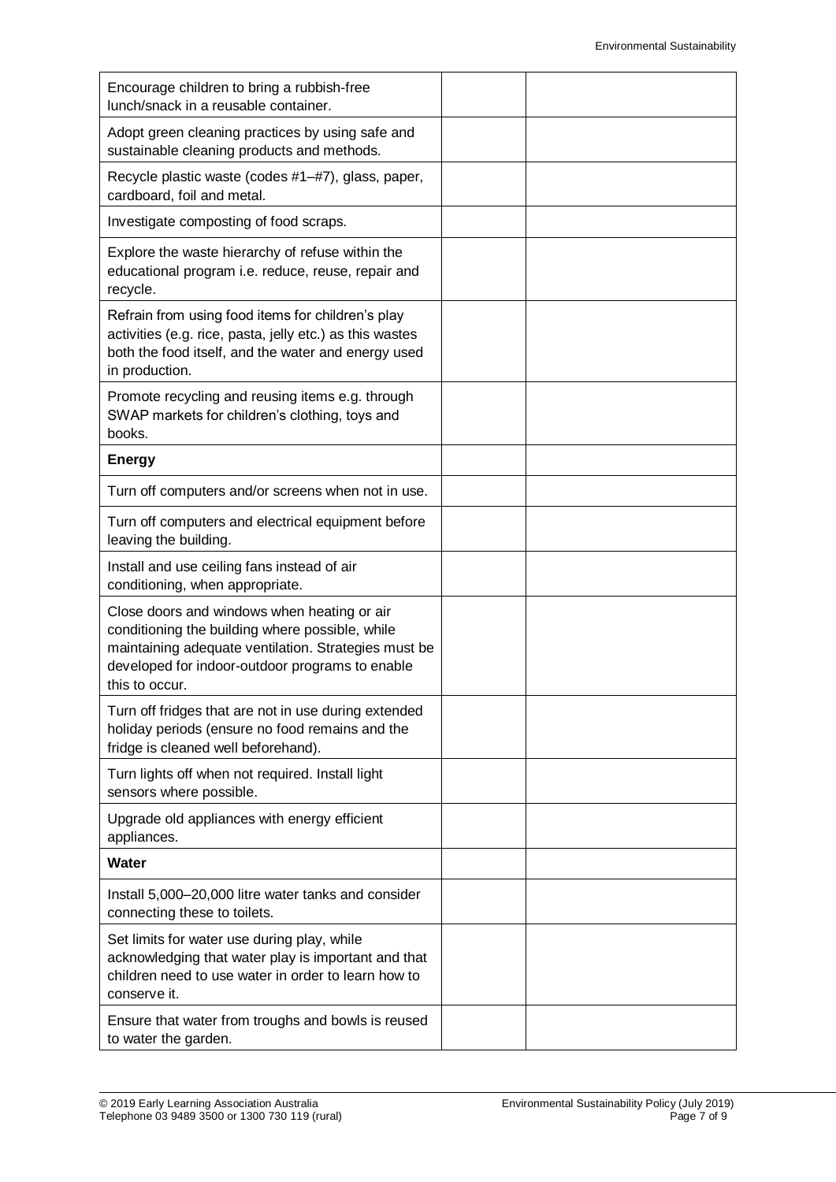| | | |
|---|---|---|
| Encourage children to bring a rubbish-free lunch/snack in a reusable container. | | |
| Adopt green cleaning practices by using safe and sustainable cleaning products and methods. | | |
| Recycle plastic waste (codes #1–#7), glass, paper, cardboard, foil and metal. | | |
| Investigate composting of food scraps. | | |
| Explore the waste hierarchy of refuse within the educational program i.e. reduce, reuse, repair and recycle. | | |
| Refrain from using food items for children's play activities (e.g. rice, pasta, jelly etc.) as this wastes both the food itself, and the water and energy used in production. | | |
| Promote recycling and reusing items e.g. through SWAP markets for children's clothing, toys and books. | | |
| **Energy** | | |
| Turn off computers and/or screens when not in use. | | |
| Turn off computers and electrical equipment before leaving the building. | | |
| Install and use ceiling fans instead of air conditioning, when appropriate. | | |
| Close doors and windows when heating or air conditioning the building where possible, while maintaining adequate ventilation. Strategies must be developed for indoor-outdoor programs to enable this to occur. | | |
| Turn off fridges that are not in use during extended holiday periods (ensure no food remains and the fridge is cleaned well beforehand). | | |
| Turn lights off when not required. Install light sensors where possible. | | |
| Upgrade old appliances with energy efficient appliances. | | |
| **Water** | | |
| Install 5,000–20,000 litre water tanks and consider connecting these to toilets. | | |
| Set limits for water use during play, while acknowledging that water play is important and that children need to use water in order to learn how to conserve it. | | |
| Ensure that water from troughs and bowls is reused to water the garden. | | |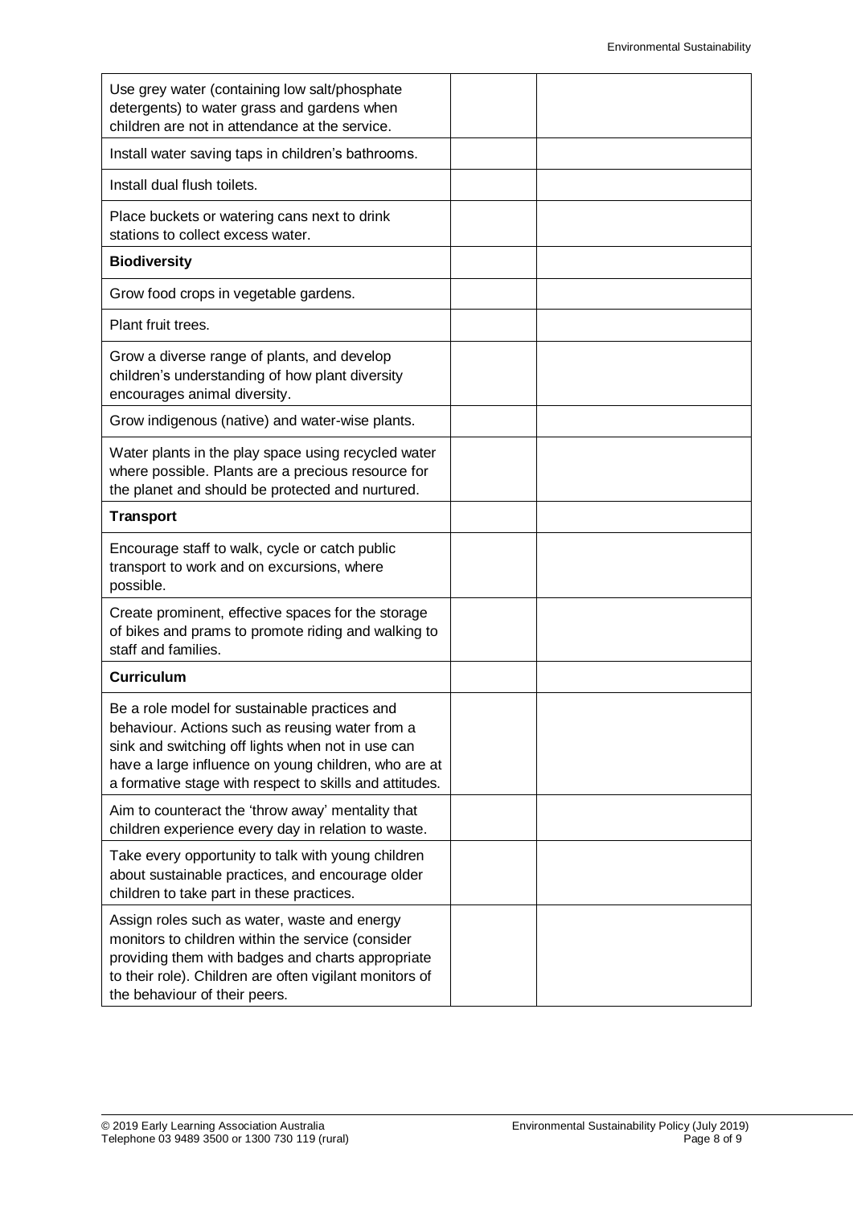| | | |
|---|---|---|
| Use grey water (containing low salt/phosphate detergents) to water grass and gardens when children are not in attendance at the service. | | |
| Install water saving taps in children's bathrooms. | | |
| Install dual flush toilets. | | |
| Place buckets or watering cans next to drink stations to collect excess water. | | |
| **Biodiversity** | | |
| Grow food crops in vegetable gardens. | | |
| Plant fruit trees. | | |
| Grow a diverse range of plants, and develop children's understanding of how plant diversity encourages animal diversity. | | |
| Grow indigenous (native) and water-wise plants. | | |
| Water plants in the play space using recycled water where possible. Plants are a precious resource for the planet and should be protected and nurtured. | | |
| **Transport** | | |
| Encourage staff to walk, cycle or catch public transport to work and on excursions, where possible. | | |
| Create prominent, effective spaces for the storage of bikes and prams to promote riding and walking to staff and families. | | |
| **Curriculum** | | |
| Be a role model for sustainable practices and behaviour. Actions such as reusing water from a sink and switching off lights when not in use can have a large influence on young children, who are at a formative stage with respect to skills and attitudes. | | |
| Aim to counteract the 'throw away' mentality that children experience every day in relation to waste. | | |
| Take every opportunity to talk with young children about sustainable practices, and encourage older children to take part in these practices. | | |
| Assign roles such as water, waste and energy monitors to children within the service (consider providing them with badges and charts appropriate to their role). Children are often vigilant monitors of the behaviour of their peers. | | |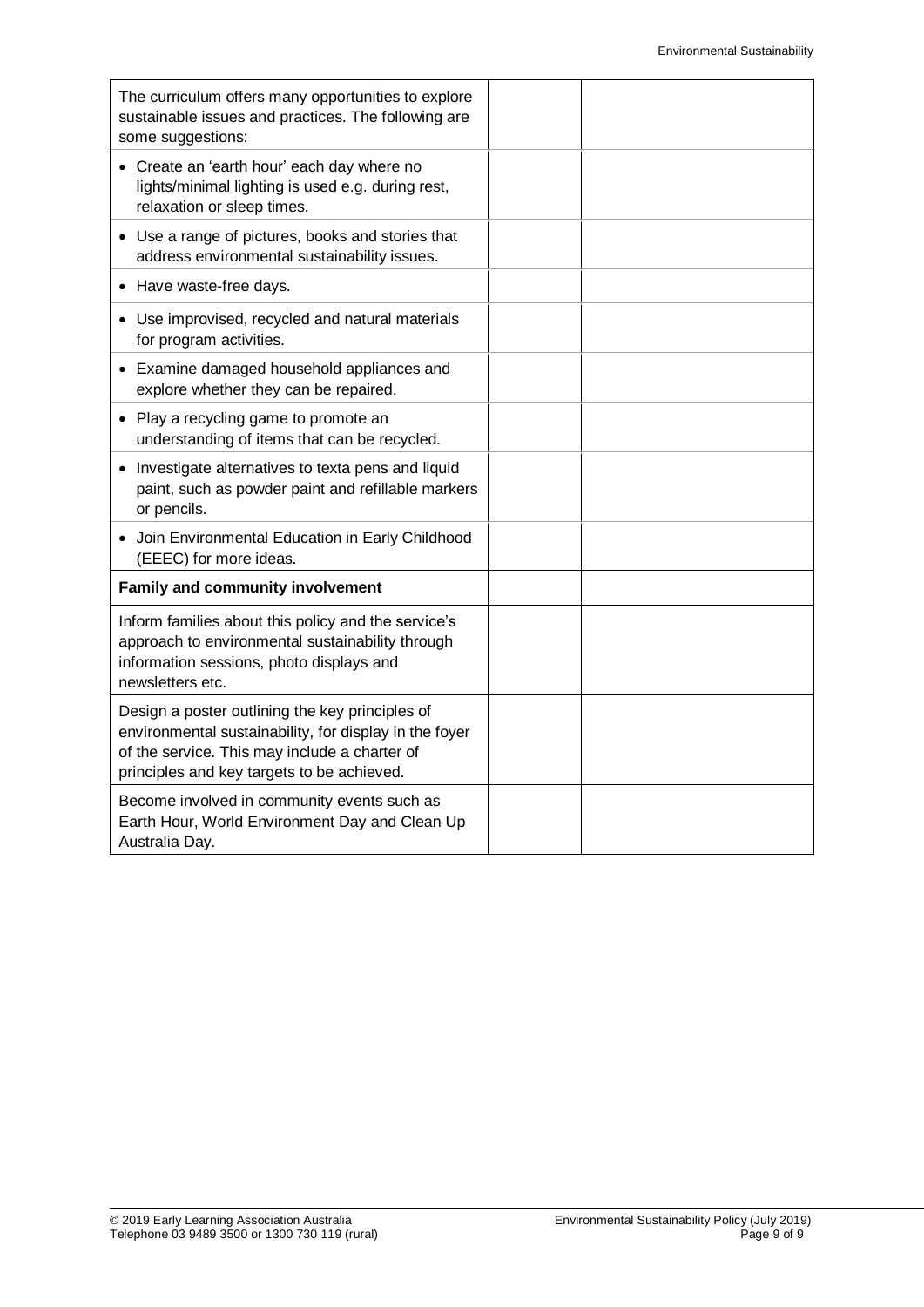| | | |
|---|---|---|
| The curriculum offers many opportunities to explore sustainable issues and practices. The following are some suggestions: | | |
| • Create an 'earth hour' each day where no lights/minimal lighting is used e.g. during rest, relaxation or sleep times. | | |
| • Use a range of pictures, books and stories that address environmental sustainability issues. | | |
| • Have waste-free days. | | |
| • Use improvised, recycled and natural materials for program activities. | | |
| • Examine damaged household appliances and explore whether they can be repaired. | | |
| • Play a recycling game to promote an understanding of items that can be recycled. | | |
| • Investigate alternatives to texta pens and liquid paint, such as powder paint and refillable markers or pencils. | | |
| • Join Environmental Education in Early Childhood (EEEC) for more ideas. | | |
| **Family and community involvement** | | |
| Inform families about this policy and the service's approach to environmental sustainability through information sessions, photo displays and newsletters etc. | | |
| Design a poster outlining the key principles of environmental sustainability, for display in the foyer of the service. This may include a charter of principles and key targets to be achieved. | | |
| Become involved in community events such as Earth Hour, World Environment Day and Clean Up Australia Day. | | |